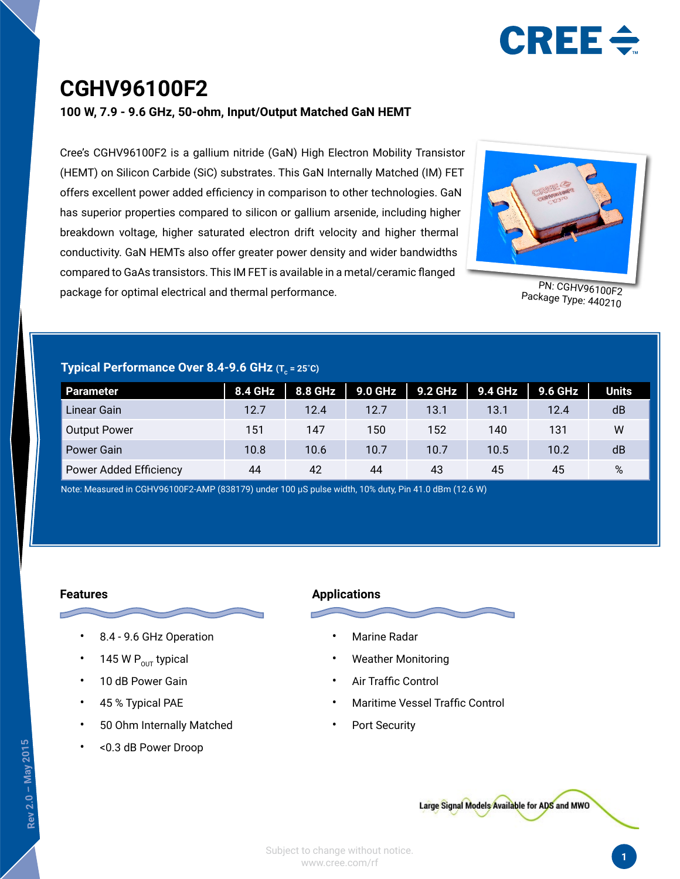# CGHV96100F2

**100 W, 7.9 - 9.6 GHz, 50-ohm, Input/Output Matched GaN HEMT**

Cree's CGHV96100F2 is a gallium nitride (GaN) High Electron Mobility Transistor (HEMT) on Silicon Carbide (SiC) substrates. This GaN Internally Matched (IM) FET offers excellent power added efficiency in comparison to other technologies. GaN has superior properties compared to silicon or gallium arsenide, including higher breakdown voltage, higher saturated electron drift velocity and higher thermal conductivity. GaN HEMTs also offer greater power density and wider bandwidths compared to GaAs transistors. This IM FET is available in a metal/ceramic flanged package for optimal electrical and thermal performance.

PN: CGHV96100F2
Package Type: 440210

## Typical Performance Over 8.4-9.6 GHz ($T_c$ = 25˚C)

| Parameter | 8.4 GHz | 8.8 GHz | 9.0 GHz | 9.2 GHz | 9.4 GHz | 9.6 GHz | Units |
|---|---|---|---|---|---|---|---|
| Linear Gain | 12.7 | 12.4 | 12.7 | 13.1 | 13.1 | 12.4 | dB |
| Output Power | 151 | 147 | 150 | 152 | 140 | 131 | W |
| Power Gain | 10.8 | 10.6 | 10.7 | 10.7 | 10.5 | 10.2 | dB |
| Power Added Efficiency | 44 | 42 | 44 | 43 | 45 | 45 | % |

Note: Measured in CGHV96100F2-AMP (838179) under 100 μS pulse width, 10% duty, Pin 41.0 dBm (12.6 W)

## Features

- 8.4 - 9.6 GHz Operation
- 145 W $P_{OUT}$ typical
- 10 dB Power Gain
- 45 % Typical PAE
- 50 Ohm Internally Matched
- <0.3 dB Power Droop

## Applications

- Marine Radar
- Weather Monitoring
- Air Traffic Control
- Maritime Vessel Traffic Control
- Port Security

Large Signal Models Available for ADS and MWO

Subject to change without notice.
www.cree.com/rf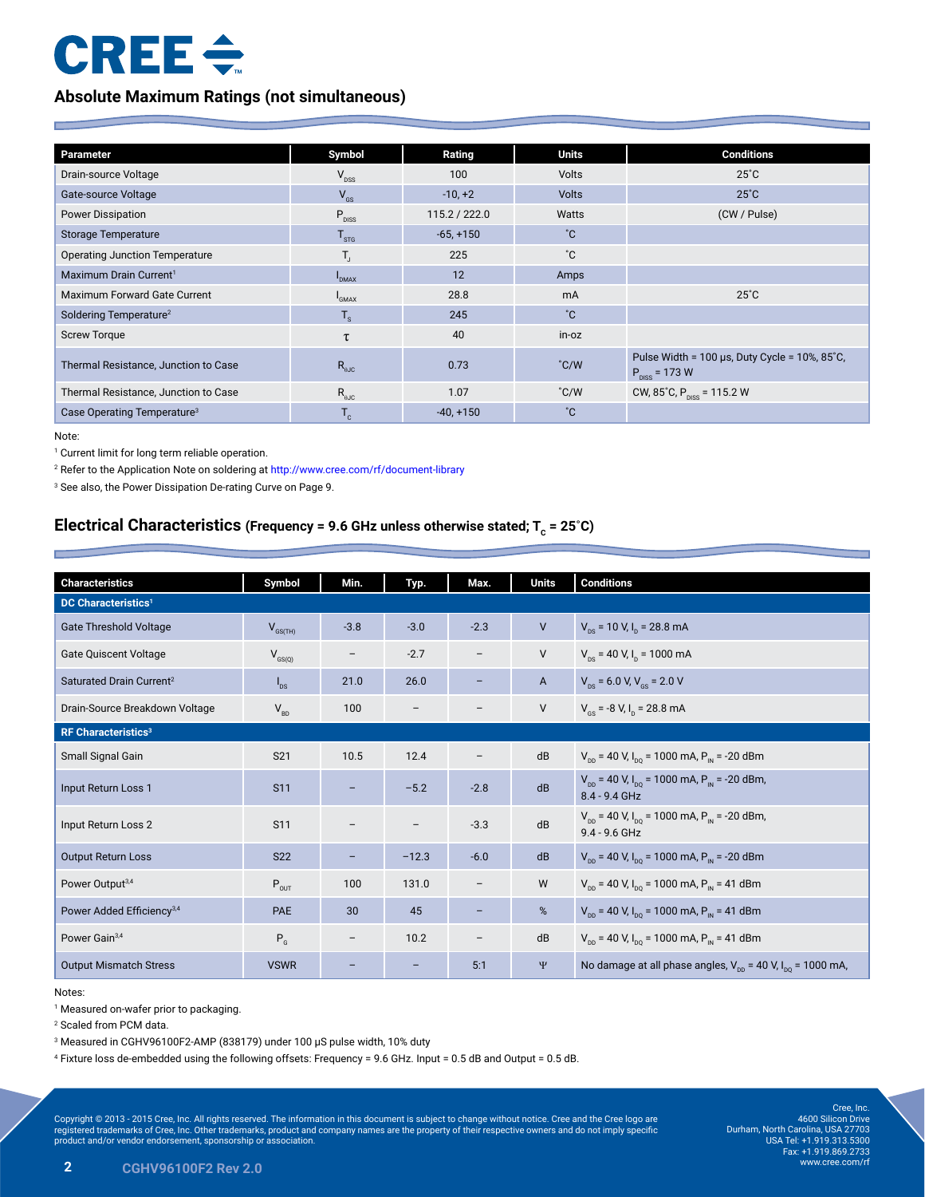## Absolute Maximum Ratings (not simultaneous)

| Parameter | Symbol | Rating | Units | Conditions |
|---|---|---|---|---|
| Drain-source Voltage | $V_{DSS}$ | 100 | Volts | 25˚C |
| Gate-source Voltage | $V_{GS}$ | -10, +2 | Volts | 25˚C |
| Power Dissipation | $P_{DISS}$ | 115.2 / 222.0 | Watts | (CW / Pulse) |
| Storage Temperature | $T_{STG}$ | -65, +150 | ˚C | |
| Operating Junction Temperature | $T_J$ | 225 | ˚C | |
| Maximum Drain Current[1] | $I_{DMAX}$ | 12 | Amps | |
| Maximum Forward Gate Current | $I_{GMAX}$ | 28.8 | mA | 25˚C |
| Soldering Temperature[2] | $T_S$ | 245 | ˚C | |
| Screw Torque | $\tau$ | 40 | in-oz | |
| Thermal Resistance, Junction to Case | $R_{\theta JC}$ | 0.73 | ˚C/W | Pulse Width = 100 µs, Duty Cycle = 10%, 85˚C, $P_{DISS}$ = 173 W |
| Thermal Resistance, Junction to Case | $R_{\theta JC}$ | 1.07 | ˚C/W | CW, 85˚C, $P_{DISS}$ = 115.2 W |
| Case Operating Temperature[3] | $T_C$ | -40, +150 | ˚C | |

Note:

[1] Current limit for long term reliable operation.

[2] Refer to the Application Note on soldering at http://www.cree.com/rf/document-library

[3] See also, the Power Dissipation De-rating Curve on Page 9.

## Electrical Characteristics (Frequency = 9.6 GHz unless otherwise stated; $T_C$ = 25˚C)

| Characteristics | Symbol | Min. | Typ. | Max. | Units | Conditions |
|---|---|---|---|---|---|---|
| **DC Characteristics[1]** | | | | | | |
| Gate Threshold Voltage | $V_{GS(TH)}$ | -3.8 | -3.0 | -2.3 | V | $V_{DS}$ = 10 V, $I_D$ = 28.8 mA |
| Gate Quiscent Voltage | $V_{GS(Q)}$ | – | -2.7 | – | V | $V_{DS}$ = 40 V, $I_D$ = 1000 mA |
| Saturated Drain Current[2] | $I_{DS}$ | 21.0 | 26.0 | – | A | $V_{DS}$ = 6.0 V, $V_{GS}$ = 2.0 V |
| Drain-Source Breakdown Voltage | $V_{BD}$ | 100 | – | – | V | $V_{GS}$ = -8 V, $I_D$ = 28.8 mA |
| **RF Characteristics[3]** | | | | | | |
| Small Signal Gain | S21 | 10.5 | 12.4 | – | dB | $V_{DD}$ = 40 V, $I_{DQ}$ = 1000 mA, $P_{IN}$ = -20 dBm |
| Input Return Loss 1 | S11 | – | −5.2 | -2.8 | dB | $V_{DD}$ = 40 V, $I_{DQ}$ = 1000 mA, $P_{IN}$ = -20 dBm, 8.4 - 9.4 GHz |
| Input Return Loss 2 | S11 | – | – | -3.3 | dB | $V_{DD}$ = 40 V, $I_{DQ}$ = 1000 mA, $P_{IN}$ = -20 dBm, 9.4 - 9.6 GHz |
| Output Return Loss | S22 | – | −12.3 | -6.0 | dB | $V_{DD}$ = 40 V, $I_{DQ}$ = 1000 mA, $P_{IN}$ = -20 dBm |
| Power Output[3,4] | $P_{OUT}$ | 100 | 131.0 | – | W | $V_{DD}$ = 40 V, $I_{DQ}$ = 1000 mA, $P_{IN}$ = 41 dBm |
| Power Added Efficiency[3,4] | PAE | 30 | 45 | – | % | $V_{DD}$ = 40 V, $I_{DQ}$ = 1000 mA, $P_{IN}$ = 41 dBm |
| Power Gain[3,4] | $P_G$ | – | 10.2 | – | dB | $V_{DD}$ = 40 V, $I_{DQ}$ = 1000 mA, $P_{IN}$ = 41 dBm |
| Output Mismatch Stress | VSWR | – | – | 5:1 | Ψ | No damage at all phase angles, $V_{DD}$ = 40 V, $I_{DQ}$ = 1000 mA, |

Notes:

[1] Measured on-wafer prior to packaging.

[2] Scaled from PCM data.

[3] Measured in CGHV96100F2-AMP (838179) under 100 µS pulse width, 10% duty

[4] Fixture loss de-embedded using the following offsets: Frequency = 9.6 GHz. Input = 0.5 dB and Output = 0.5 dB.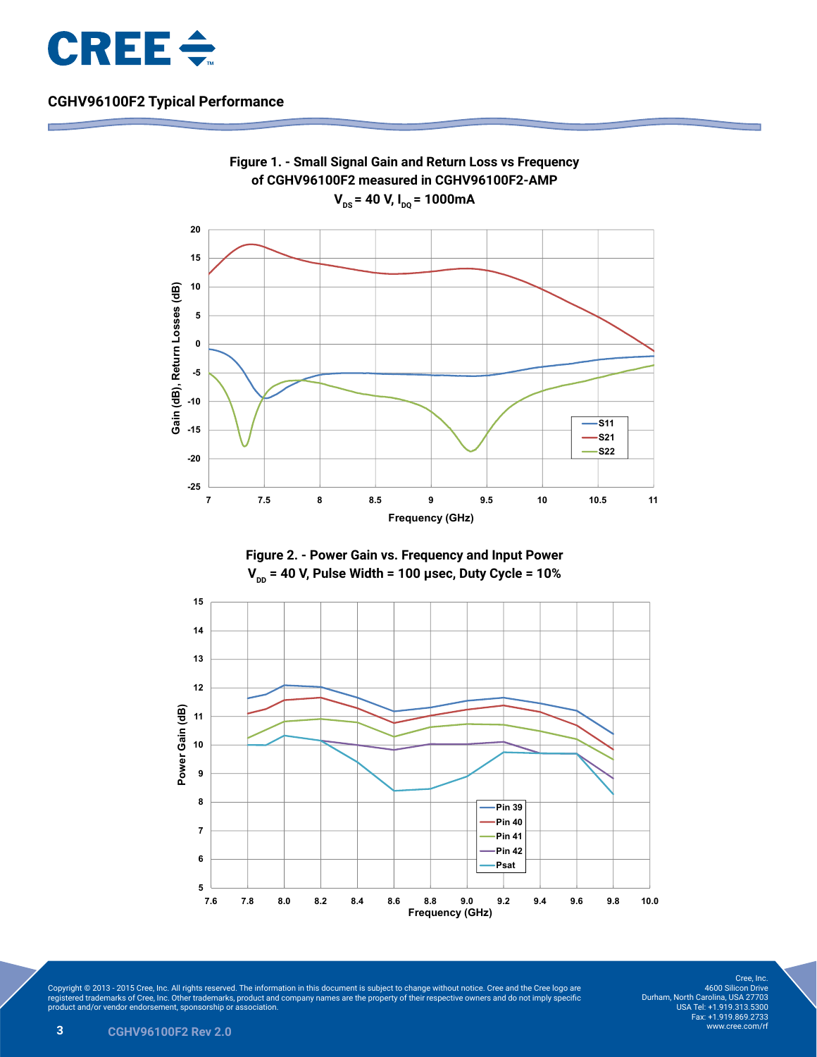## CGHV96100F2 Typical Performance

**Figure 1. - Small Signal Gain and Return Loss vs Frequency of CGHV96100F2 measured in CGHV96100F2-AMP**
**$V_{DS}$ = 40 V, $I_{DQ}$ = 1000mA**

**Figure 2. - Power Gain vs. Frequency and Input Power**
**$V_{DD}$ = 40 V, Pulse Width = 100 μsec, Duty Cycle = 10%**

Copyright © 2013 - 2015 Cree, Inc. All rights reserved. The information in this document is subject to change without notice. Cree and the Cree logo are registered trademarks of Cree, Inc. Other trademarks, product and company names are the property of their respective owners and do not imply specific product and/or vendor endorsement, sponsorship or association.

Cree, Inc.
4600 Silicon Drive
Durham, North Carolina, USA 27703
USA Tel: +1.919.313.5300
Fax: +1.919.869.2733
www.cree.com/rf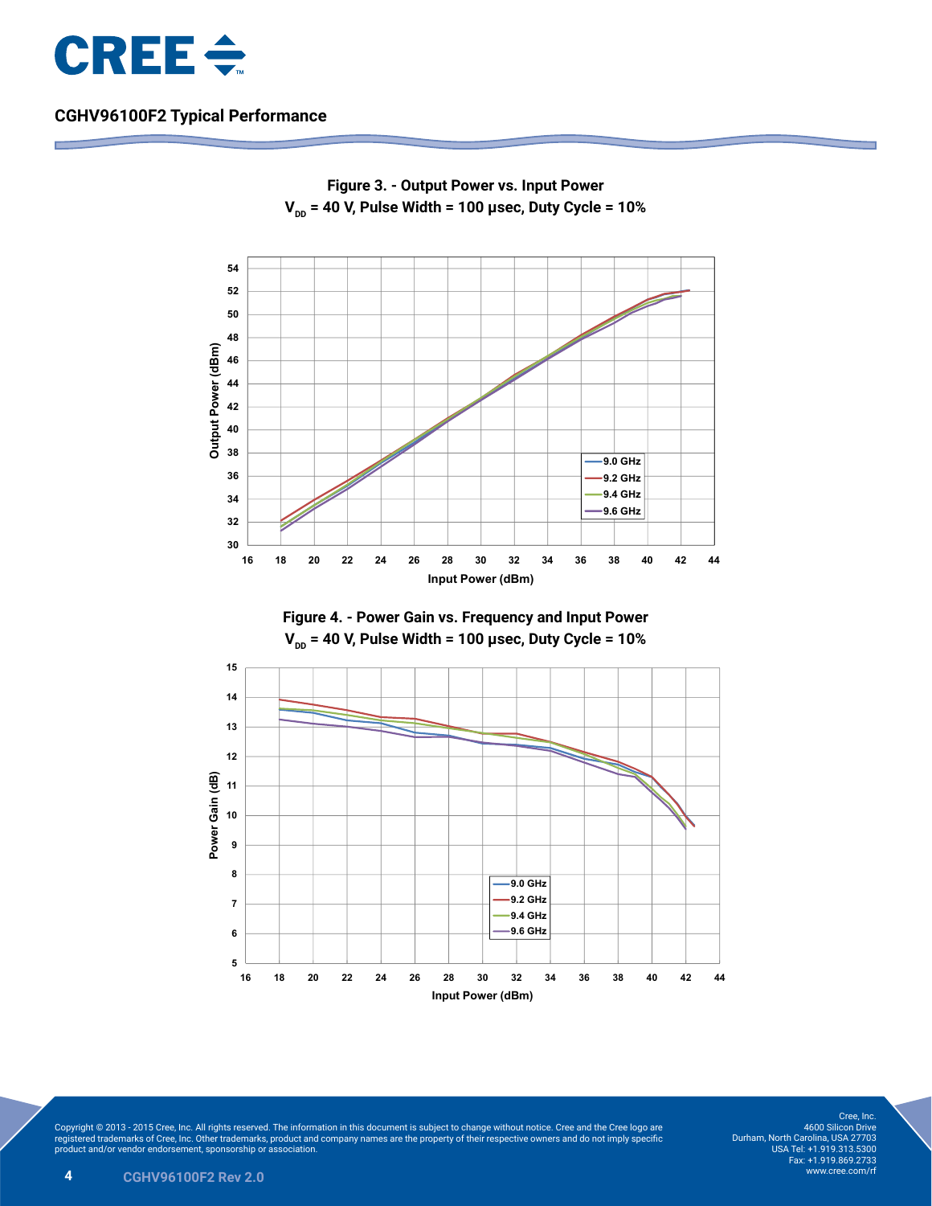## CGHV96100F2 Typical Performance

**Figure 3. - Output Power vs. Input Power**
**$V_{DD}$ = 40 V, Pulse Width = 100 µsec, Duty Cycle = 10%**

**Figure 4. - Power Gain vs. Frequency and Input Power**
**$V_{DD}$ = 40 V, Pulse Width = 100 µsec, Duty Cycle = 10%**

Copyright © 2013 - 2015 Cree, Inc. All rights reserved. The information in this document is subject to change without notice. Cree and the Cree logo are registered trademarks of Cree, Inc. Other trademarks, product and company names are the property of their respective owners and do not imply specific product and/or vendor endorsement, sponsorship or association.

Cree, Inc.
4600 Silicon Drive
Durham, North Carolina, USA 27703
USA Tel: +1.919.313.5300
Fax: +1.919.869.2733
www.cree.com/rf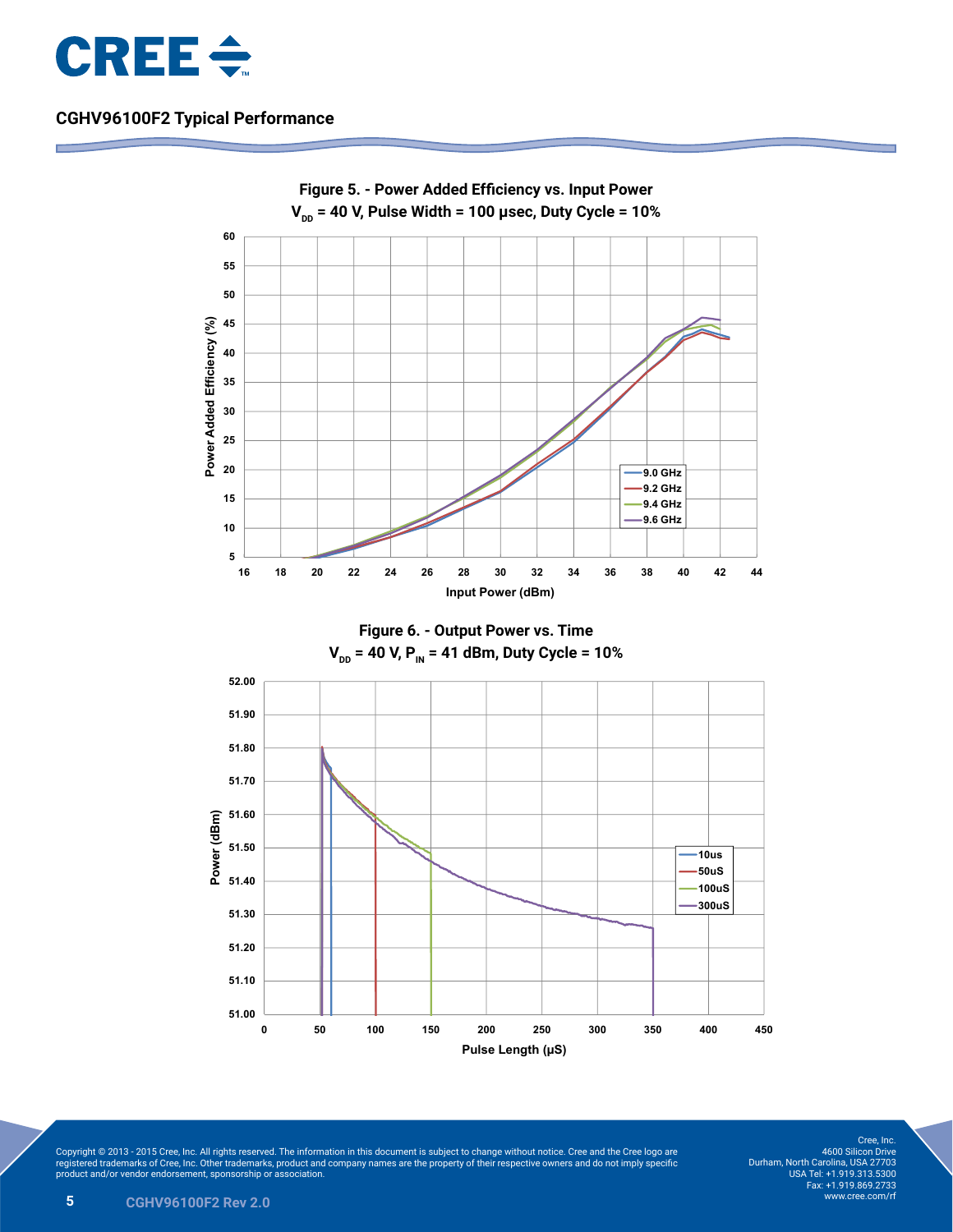## CGHV96100F2 Typical Performance

**Figure 5. - Power Added Efficiency vs. Input Power**
**$V_{DD}$ = 40 V, Pulse Width = 100 μsec, Duty Cycle = 10%**

**Figure 6. - Output Power vs. Time**
**$V_{DD}$ = 40 V, $P_{IN}$ = 41 dBm, Duty Cycle = 10%**

Copyright © 2013 - 2015 Cree, Inc. All rights reserved. The information in this document is subject to change without notice. Cree and the Cree logo are registered trademarks of Cree, Inc. Other trademarks, product and company names are the property of their respective owners and do not imply specific product and/or vendor endorsement, sponsorship or association.

Cree, Inc.
4600 Silicon Drive
Durham, North Carolina, USA 27703
USA Tel: +1.919.313.5300
Fax: +1.919.869.2733
www.cree.com/rf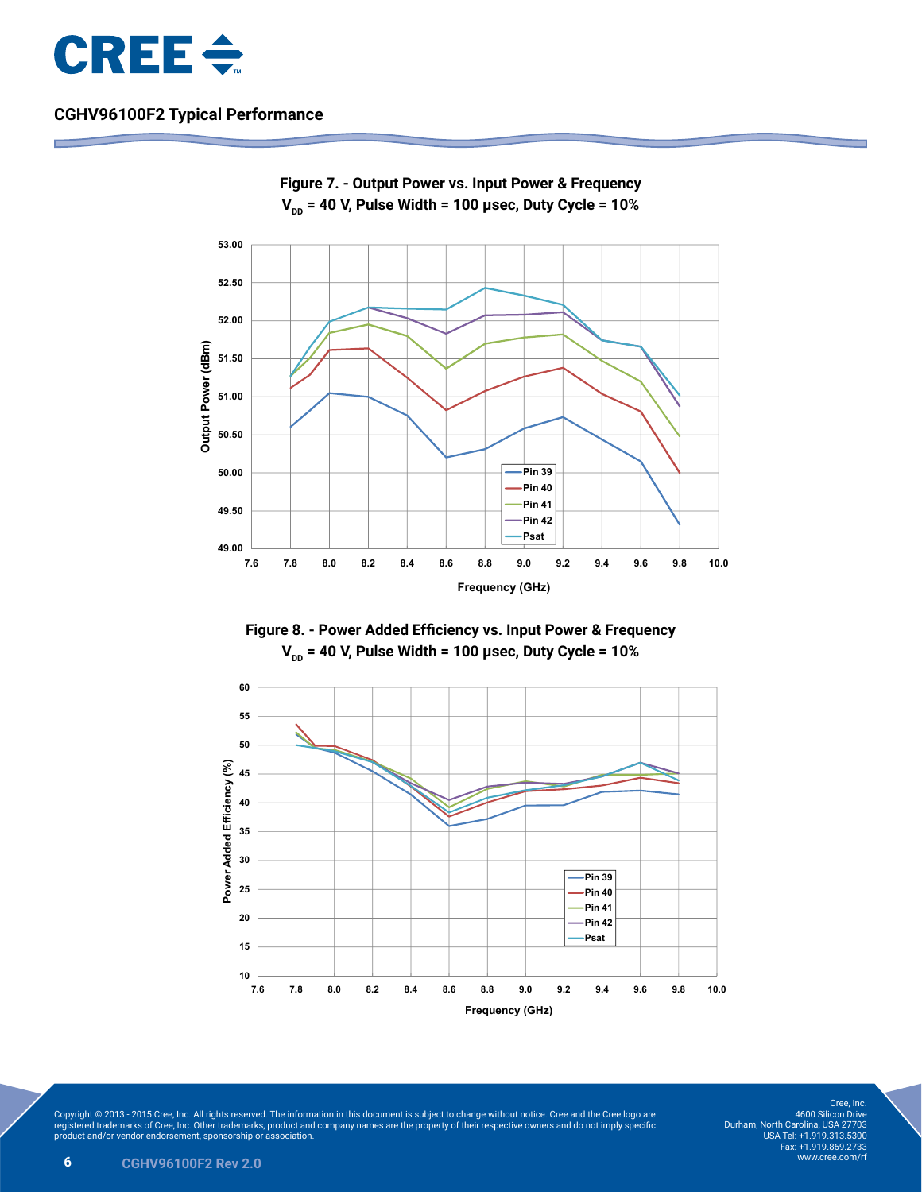## CGHV96100F2 Typical Performance

**Figure 7. - Output Power vs. Input Power & Frequency**
**$V_{DD}$ = 40 V, Pulse Width = 100 µsec, Duty Cycle = 10%**

**Figure 8. - Power Added Efficiency vs. Input Power & Frequency**
**$V_{DD}$ = 40 V, Pulse Width = 100 µsec, Duty Cycle = 10%**

Copyright © 2013 - 2015 Cree, Inc. All rights reserved. The information in this document is subject to change without notice. Cree and the Cree logo are registered trademarks of Cree, Inc. Other trademarks, product and company names are the property of their respective owners and do not imply specific product and/or vendor endorsement, sponsorship or association.

Cree, Inc.
4600 Silicon Drive
Durham, North Carolina, USA 27703
USA Tel: +1.919.313.5300
Fax: +1.919.869.2733
www.cree.com/rf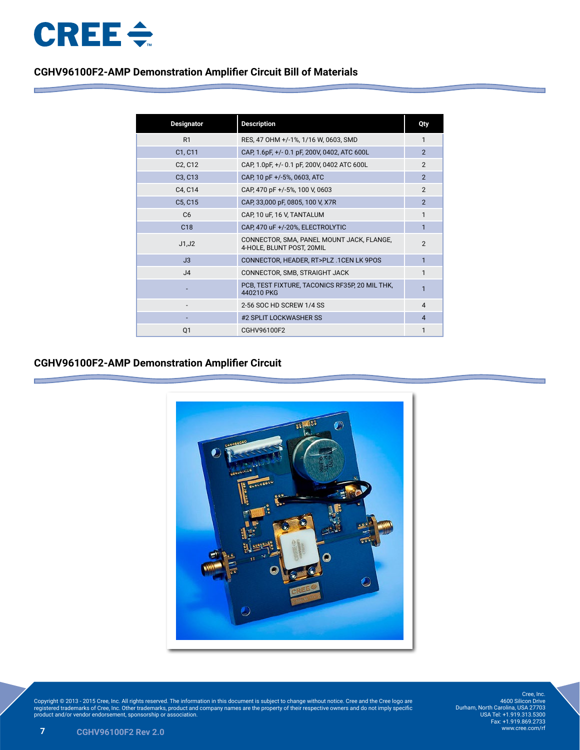## CGHV96100F2-AMP Demonstration Amplifier Circuit Bill of Materials

| Designator | Description | Qty |
|---|---|---|
| R1 | RES, 47 OHM +/-1%, 1/16 W, 0603, SMD | 1 |
| C1, C11 | CAP, 1.6pF, +/- 0.1 pF, 200V, 0402, ATC 600L | 2 |
| C2, C12 | CAP, 1.0pF, +/- 0.1 pF, 200V, 0402 ATC 600L | 2 |
| C3, C13 | CAP, 10 pF +/-5%, 0603, ATC | 2 |
| C4, C14 | CAP, 470 pF +/-5%, 100 V, 0603 | 2 |
| C5, C15 | CAP, 33,000 pF, 0805, 100 V, X7R | 2 |
| C6 | CAP, 10 uF, 16 V, TANTALUM | 1 |
| C18 | CAP, 470 uF +/-20%, ELECTROLYTIC | 1 |
| J1,J2 | CONNECTOR, SMA, PANEL MOUNT JACK, FLANGE, 4-HOLE, BLUNT POST, 20MIL | 2 |
| J3 | CONNECTOR, HEADER, RT>PLZ .1CEN LK 9POS | 1 |
| J4 | CONNECTOR, SMB, STRAIGHT JACK | 1 |
| - | PCB, TEST FIXTURE, TACONICS RF35P, 20 MIL THK, 440210 PKG | 1 |
| - | 2-56 SOC HD SCREW 1/4 SS | 4 |
| - | #2 SPLIT LOCKWASHER SS | 4 |
| Q1 | CGHV96100F2 | 1 |

## CGHV96100F2-AMP Demonstration Amplifier Circuit

Copyright © 2013 - 2015 Cree, Inc. All rights reserved. The information in this document is subject to change without notice. Cree and the Cree logo are registered trademarks of Cree, Inc. Other trademarks, product and company names are the property of their respective owners and do not imply specific product and/or vendor endorsement, sponsorship or association.

Cree, Inc.
4600 Silicon Drive
Durham, North Carolina, USA 27703
USA Tel: +1.919.313.5300
Fax: +1.919.869.2733
www.cree.com/rf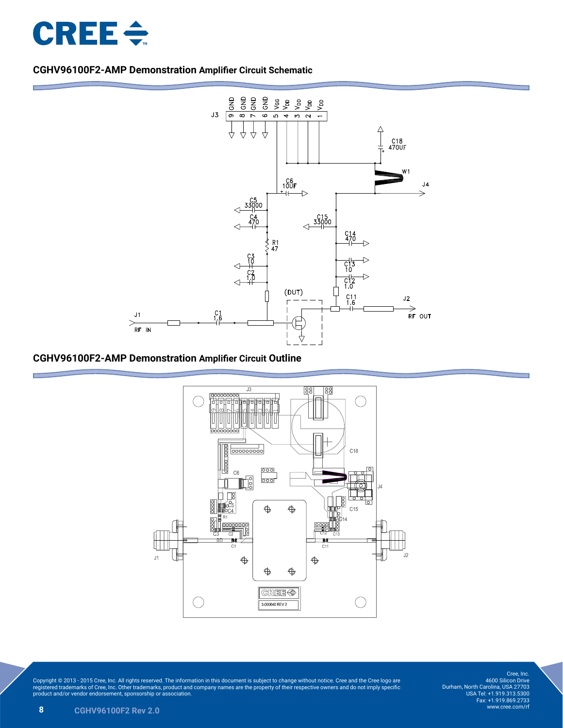## CGHV96100F2-AMP Demonstration Amplifier Circuit Schematic

## CGHV96100F2-AMP Demonstration Amplifier Circuit Outline

Copyright © 2013 - 2015 Cree, Inc. All rights reserved. The information in this document is subject to change without notice. Cree and the Cree logo are registered trademarks of Cree, Inc. Other trademarks, product and company names are the property of their respective owners and do not imply specific product and/or vendor endorsement, sponsorship or association.

Cree, Inc.
4600 Silicon Drive
Durham, North Carolina, USA 27703
USA Tel: +1.919.313.5300
Fax: +1.919.869.2733
www.cree.com/rf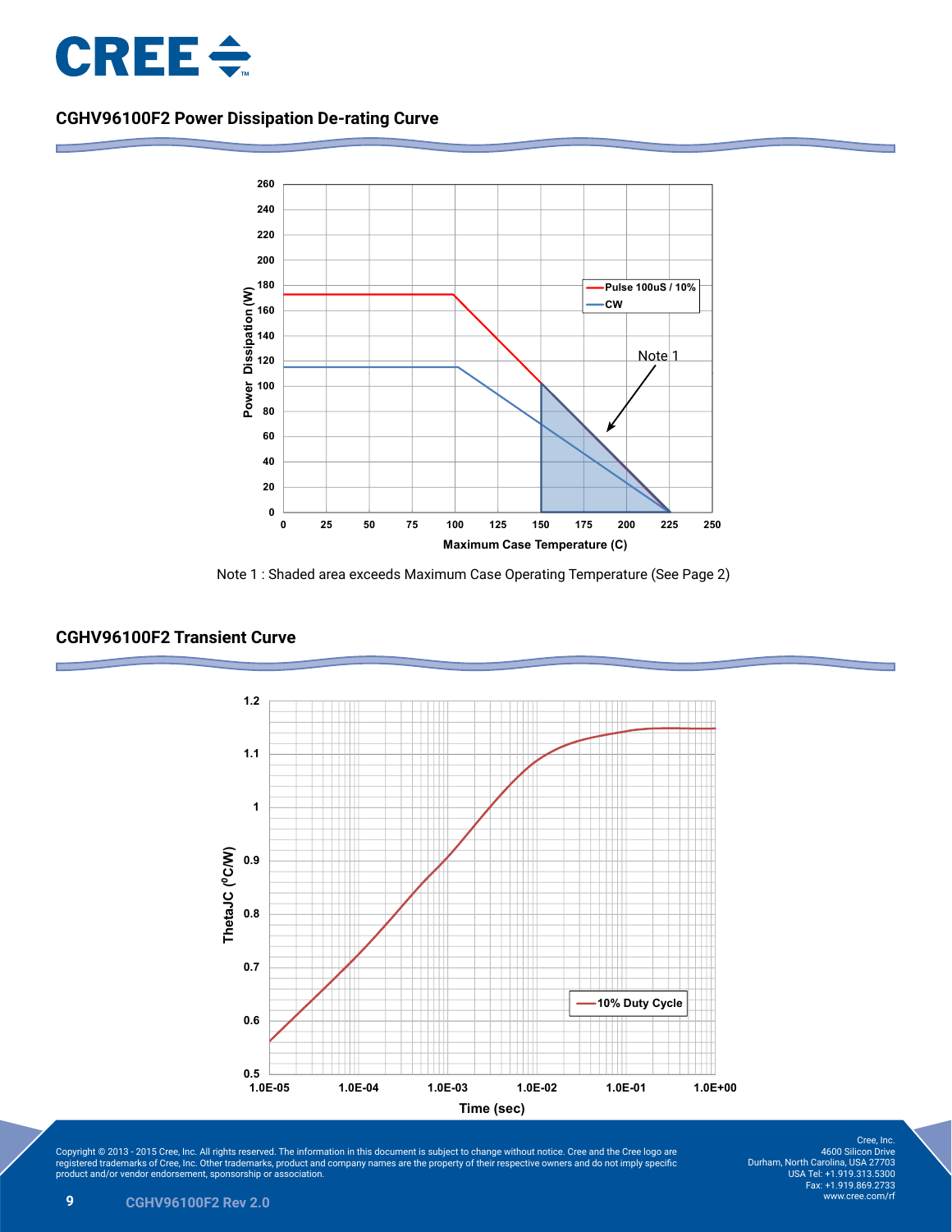## CGHV96100F2 Power Dissipation De-rating Curve

Note 1 : Shaded area exceeds Maximum Case Operating Temperature (See Page 2)

## CGHV96100F2 Transient Curve

Copyright © 2013 - 2015 Cree, Inc. All rights reserved. The information in this document is subject to change without notice. Cree and the Cree logo are registered trademarks of Cree, Inc. Other trademarks, product and company names are the property of their respective owners and do not imply specific product and/or vendor endorsement, sponsorship or association.

Cree, Inc.
4600 Silicon Drive
Durham, North Carolina, USA 27703
USA Tel: +1.919.313.5300
Fax: +1.919.869.2733
www.cree.com/rf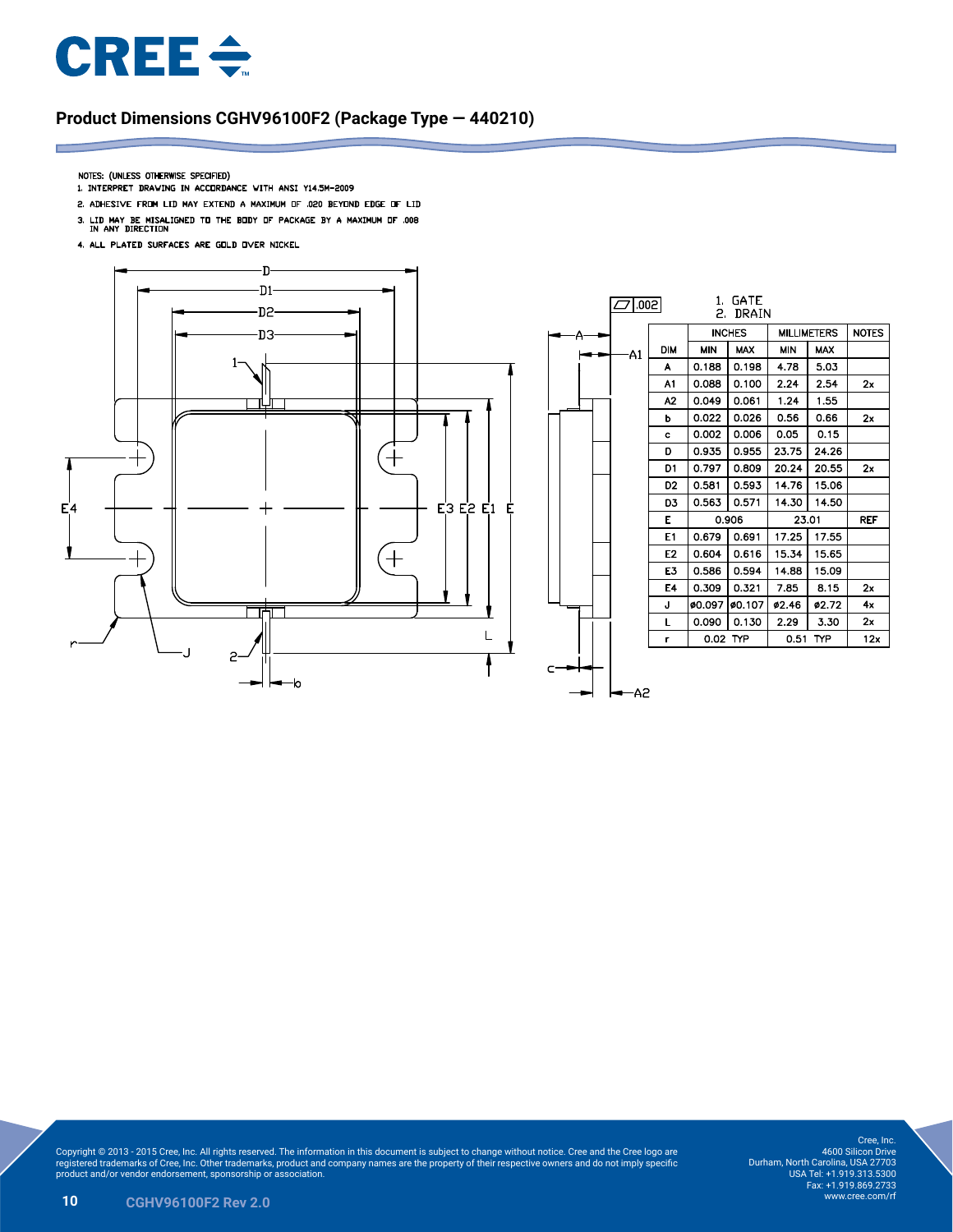## Product Dimensions CGHV96100F2 (Package Type — 440210)

NOTES: (UNLESS OTHERWISE SPECIFIED)

1. INTERPRET DRAWING IN ACCORDANCE WITH ANSI Y14.5M-2009
2. ADHESIVE FROM LID MAY EXTEND A MAXIMUM OF .020 BEYOND EDGE OF LID
3. LID MAY BE MISALIGNED TO THE BODY OF PACKAGE BY A MAXIMUM OF .008 IN ANY DIRECTION
4. ALL PLATED SURFACES ARE GOLD OVER NICKEL

1. GATE
2. DRAIN

| DIM | INCHES | | MILLIMETERS | | NOTES |
|---|---|---|---|---|---|
| | MIN | MAX | MIN | MAX | |
| A | 0.188 | 0.198 | 4.78 | 5.03 | |
| A1 | 0.088 | 0.100 | 2.24 | 2.54 | 2x |
| A2 | 0.049 | 0.061 | 1.24 | 1.55 | |
| b | 0.022 | 0.026 | 0.56 | 0.66 | 2x |
| c | 0.002 | 0.006 | 0.05 | 0.15 | |
| D | 0.935 | 0.955 | 23.75 | 24.26 | |
| D1 | 0.797 | 0.809 | 20.24 | 20.55 | 2x |
| D2 | 0.581 | 0.593 | 14.76 | 15.06 | |
| D3 | 0.563 | 0.571 | 14.30 | 14.50 | |
| E | 0.906 | | 23.01 | | REF |
| E1 | 0.679 | 0.691 | 17.25 | 17.55 | |
| E2 | 0.604 | 0.616 | 15.34 | 15.65 | |
| E3 | 0.586 | 0.594 | 14.88 | 15.09 | |
| E4 | 0.309 | 0.321 | 7.85 | 8.15 | 2x |
| J | ø0.097 | ø0.107 | ø2.46 | ø2.72 | 4x |
| L | 0.090 | 0.130 | 2.29 | 3.30 | 2x |
| r | 0.02 TYP | | 0.51 TYP | | 12x |

Copyright © 2013 - 2015 Cree, Inc. All rights reserved. The information in this document is subject to change without notice. Cree and the Cree logo are registered trademarks of Cree, Inc. Other trademarks, product and company names are the property of their respective owners and do not imply specific product and/or vendor endorsement, sponsorship or association.

Cree, Inc.
4600 Silicon Drive
Durham, North Carolina, USA 27703
USA Tel: +1.919.313.5300
Fax: +1.919.869.2733
www.cree.com/rf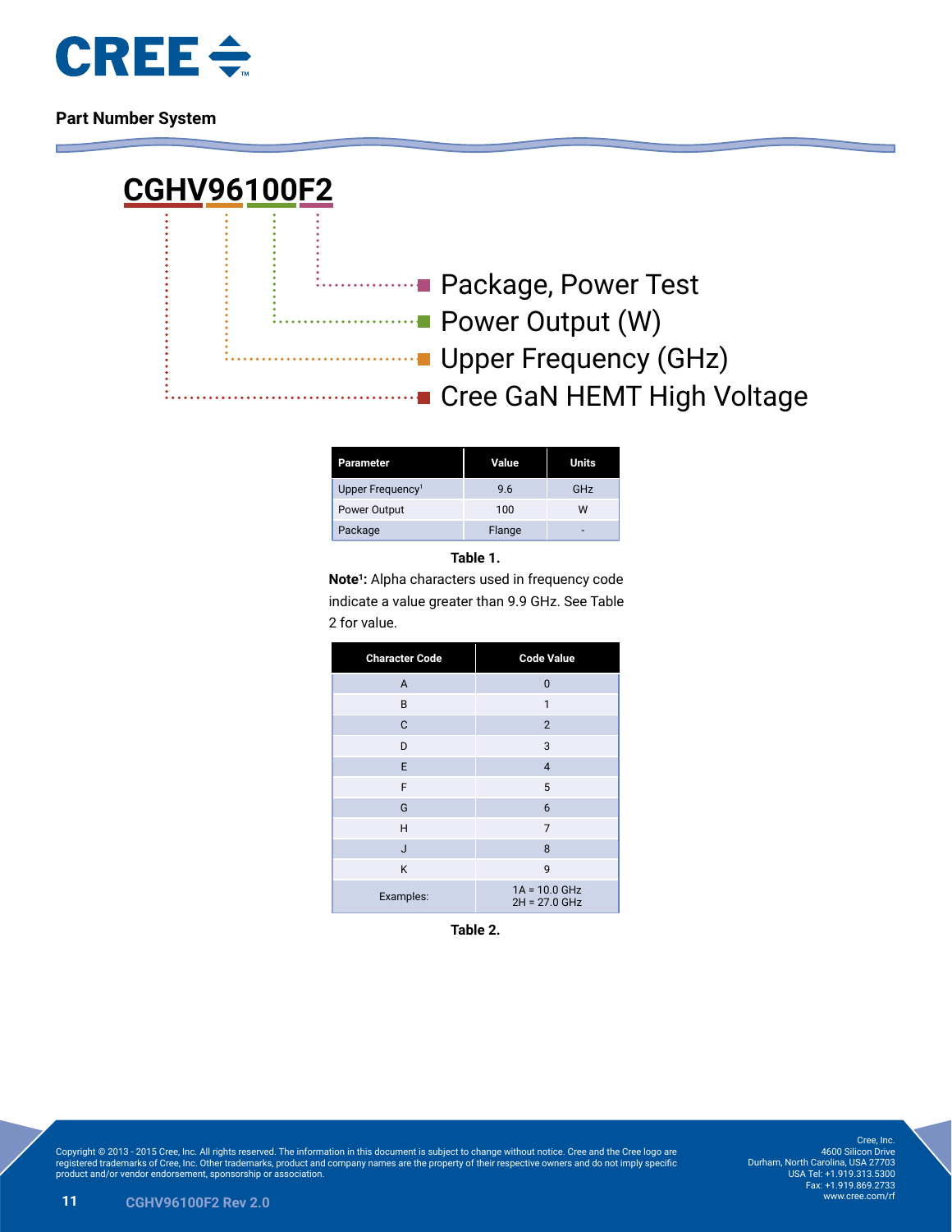## Part Number System

**CGHV96100F2**

- Package, Power Test
- Power Output (W)
- Upper Frequency (GHz)
- Cree GaN HEMT High Voltage

| Parameter | Value | Units |
|---|---|---|
| Upper Frequency[1] | 9.6 | GHz |
| Power Output | 100 | W |
| Package | Flange | - |

**Table 1.**

**Note[1]:** Alpha characters used in frequency code indicate a value greater than 9.9 GHz. See Table 2 for value.

| Character Code | Code Value |
|---|---|
| A | 0 |
| B | 1 |
| C | 2 |
| D | 3 |
| E | 4 |
| F | 5 |
| G | 6 |
| H | 7 |
| J | 8 |
| K | 9 |
| Examples: | 1A = 10.0 GHz<br>2H = 27.0 GHz |

**Table 2.**

Copyright © 2013 - 2015 Cree, Inc. All rights reserved. The information in this document is subject to change without notice. Cree and the Cree logo are registered trademarks of Cree, Inc. Other trademarks, product and company names are the property of their respective owners and do not imply specific product and/or vendor endorsement, sponsorship or association.

Cree, Inc.
4600 Silicon Drive
Durham, North Carolina, USA 27703
USA Tel: +1.919.313.5300
Fax: +1.919.869.2733
www.cree.com/rf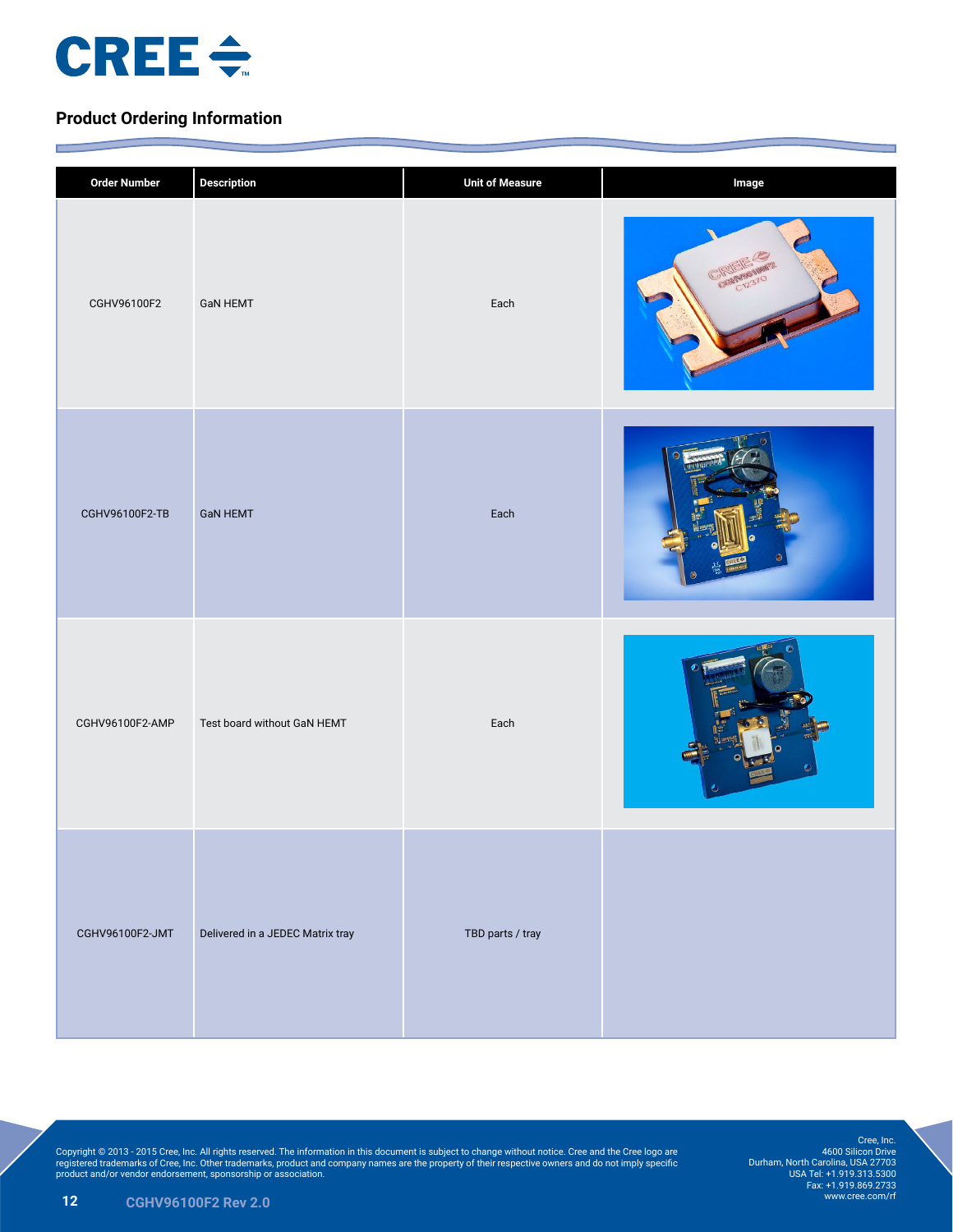## Product Ordering Information

| Order Number | Description | Unit of Measure | Image |
|---|---|---|---|
| CGHV96100F2 | GaN HEMT | Each | |
| CGHV96100F2-TB | GaN HEMT | Each | |
| CGHV96100F2-AMP | Test board without GaN HEMT | Each | |
| CGHV96100F2-JMT | Delivered in a JEDEC Matrix tray | TBD parts / tray | |

Copyright © 2013 - 2015 Cree, Inc. All rights reserved. The information in this document is subject to change without notice. Cree and the Cree logo are registered trademarks of Cree, Inc. Other trademarks, product and company names are the property of their respective owners and do not imply specific product and/or vendor endorsement, sponsorship or association.

Cree, Inc.
4600 Silicon Drive
Durham, North Carolina, USA 27703
USA Tel: +1.919.313.5300
Fax: +1.919.869.2733
www.cree.com/rf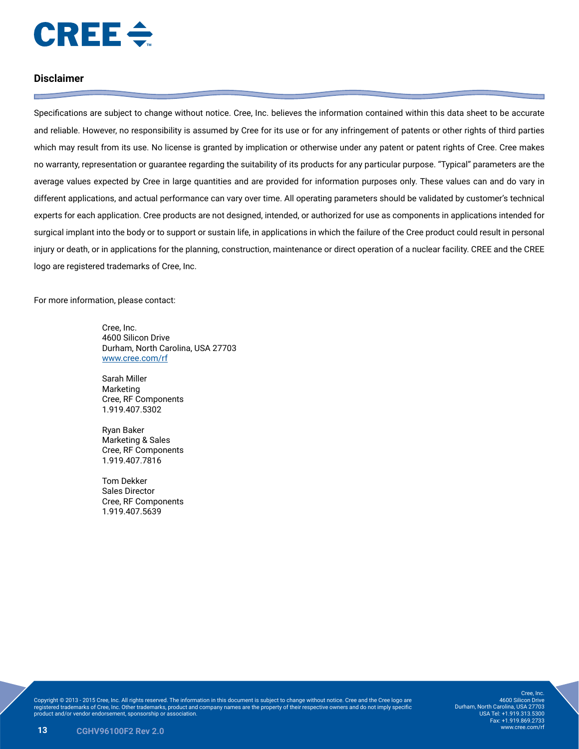## Disclaimer

Specifications are subject to change without notice. Cree, Inc. believes the information contained within this data sheet to be accurate and reliable. However, no responsibility is assumed by Cree for its use or for any infringement of patents or other rights of third parties which may result from its use. No license is granted by implication or otherwise under any patent or patent rights of Cree. Cree makes no warranty, representation or guarantee regarding the suitability of its products for any particular purpose. "Typical" parameters are the average values expected by Cree in large quantities and are provided for information purposes only. These values can and do vary in different applications, and actual performance can vary over time. All operating parameters should be validated by customer's technical experts for each application. Cree products are not designed, intended, or authorized for use as components in applications intended for surgical implant into the body or to support or sustain life, in applications in which the failure of the Cree product could result in personal injury or death, or in applications for the planning, construction, maintenance or direct operation of a nuclear facility. CREE and the CREE logo are registered trademarks of Cree, Inc.

For more information, please contact:

Cree, Inc.
4600 Silicon Drive
Durham, North Carolina, USA 27703
www.cree.com/rf

Sarah Miller
Marketing
Cree, RF Components
1.919.407.5302

Ryan Baker
Marketing & Sales
Cree, RF Components
1.919.407.7816

Tom Dekker
Sales Director
Cree, RF Components
1.919.407.5639